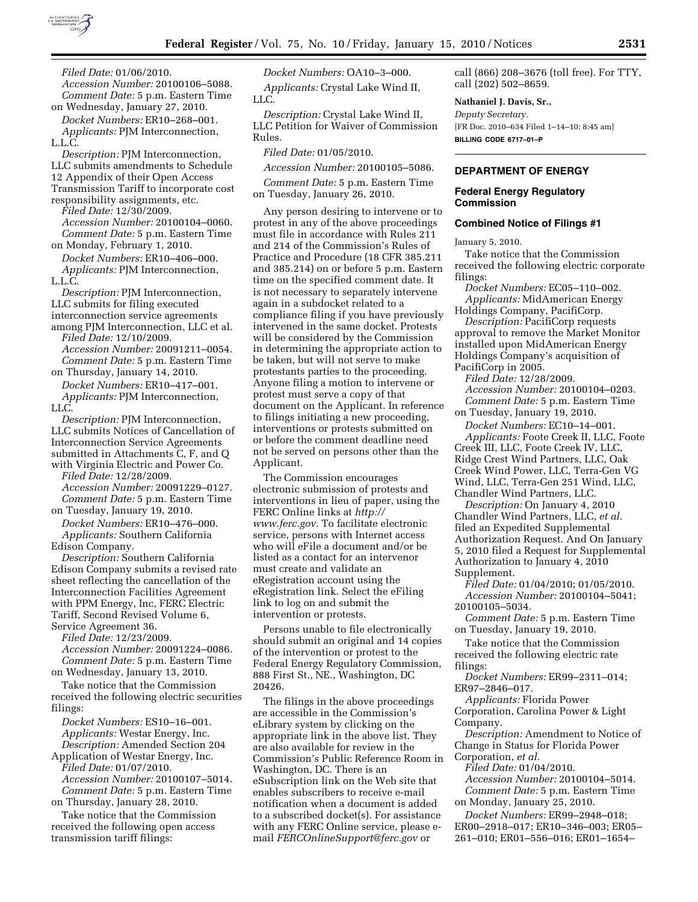*Filed Date:* 01/06/2010.

*Accession Number:* 20100106–5088.

*Comment Date:* 5 p.m. Eastern Time on Wednesday, January 27, 2010.

*Docket Numbers:* ER10–268–001.

*Applicants:* PJM Interconnection, L.L.C.

*Description:* PJM Interconnection, LLC submits amendments to Schedule 12 Appendix of their Open Access Transmission Tariff to incorporate cost responsibility assignments, etc.

*Filed Date:* 12/30/2009.

*Accession Number:* 20100104–0060.

*Comment Date:* 5 p.m. Eastern Time on Monday, February 1, 2010.

*Docket Numbers:* ER10–406–000.

*Applicants:* PJM Interconnection, L.L.C.

*Description:* PJM Interconnection, LLC submits for filing executed interconnection service agreements among PJM Interconnection, LLC et al.

*Filed Date:* 12/10/2009.

*Accession Number:* 20091211–0054.

*Comment Date:* 5 p.m. Eastern Time on Thursday, January 14, 2010.

*Docket Numbers:* ER10–417–001.

*Applicants:* PJM Interconnection, LLC.

*Description:* PJM Interconnection, LLC submits Notices of Cancellation of Interconnection Service Agreements submitted in Attachments C, F, and Q with Virginia Electric and Power Co.

*Filed Date:* 12/28/2009.

*Accession Number:* 20091229–0127.

*Comment Date:* 5 p.m. Eastern Time on Tuesday, January 19, 2010.

*Docket Numbers:* ER10–476–000.

*Applicants:* Southern California Edison Company.

*Description:* Southern California Edison Company submits a revised rate sheet reflecting the cancellation of the Interconnection Facilities Agreement with PPM Energy, Inc, FERC Electric Tariff, Second Revised Volume 6, Service Agreement 36.

*Filed Date:* 12/23/2009.

*Accession Number:* 20091224–0086.

*Comment Date:* 5 p.m. Eastern Time on Wednesday, January 13, 2010.

Take notice that the Commission received the following electric securities filings:

*Docket Numbers:* ES10–16–001.

*Applicants:* Westar Energy, Inc.

*Description:* Amended Section 204 Application of Westar Energy, Inc.

*Filed Date:* 01/07/2010.

*Accession Number:* 20100107–5014.

*Comment Date:* 5 p.m. Eastern Time on Thursday, January 28, 2010.

Take notice that the Commission received the following open access transmission tariff filings:

*Docket Numbers:* OA10–3–000.

*Applicants:* Crystal Lake Wind II, LLC.

*Description:* Crystal Lake Wind II, LLC Petition for Waiver of Commission Rules.

*Filed Date:* 01/05/2010.

*Accession Number:* 20100105–5086.

*Comment Date:* 5 p.m. Eastern Time on Tuesday, January 26, 2010.

Any person desiring to intervene or to protest in any of the above proceedings must file in accordance with Rules 211 and 214 of the Commission's Rules of Practice and Procedure (18 CFR 385.211 and 385.214) on or before 5 p.m. Eastern time on the specified comment date. It is not necessary to separately intervene again in a subdocket related to a compliance filing if you have previously intervened in the same docket. Protests will be considered by the Commission in determining the appropriate action to be taken, but will not serve to make protestants parties to the proceeding. Anyone filing a motion to intervene or protest must serve a copy of that document on the Applicant. In reference to filings initiating a new proceeding, interventions or protests submitted on or before the comment deadline need not be served on persons other than the Applicant.

The Commission encourages electronic submission of protests and interventions in lieu of paper, using the FERC Online links at *http://www.ferc.gov.* To facilitate electronic service, persons with Internet access who will eFile a document and/or be listed as a contact for an intervenor must create and validate an eRegistration account using the eRegistration link. Select the eFiling link to log on and submit the intervention or protests.

Persons unable to file electronically should submit an original and 14 copies of the intervention or protest to the Federal Energy Regulatory Commission, 888 First St., NE., Washington, DC 20426.

The filings in the above proceedings are accessible in the Commission's eLibrary system by clicking on the appropriate link in the above list. They are also available for review in the Commission's Public Reference Room in Washington, DC. There is an eSubscription link on the Web site that enables subscribers to receive e-mail notification when a document is added to a subscribed docket(s). For assistance with any FERC Online service, please e-mail *FERCOnlineSupport@ferc.gov* or call (866) 208–3676 (toll free). For TTY, call (202) 502–8659.

**Nathaniel J. Davis, Sr.,**

*Deputy Secretary.*

[FR Doc. 2010–634 Filed 1–14–10; 8:45 am]

**BILLING CODE 6717–01–P**

## DEPARTMENT OF ENERGY

### Federal Energy Regulatory Commission

### Combined Notice of Filings #1

January 5, 2010.

Take notice that the Commission received the following electric corporate filings:

*Docket Numbers:* EC05–110–002.

*Applicants:* MidAmerican Energy Holdings Company, PacifiCorp.

*Description:* PacifiCorp requests approval to remove the Market Monitor installed upon MidAmerican Energy Holdings Company's acquisition of PacifiCorp in 2005.

*Filed Date:* 12/28/2009.

*Accession Number:* 20100104–0203.

*Comment Date:* 5 p.m. Eastern Time on Tuesday, January 19, 2010.

*Docket Numbers:* EC10–14–001.

*Applicants:* Foote Creek II, LLC, Foote Creek III, LLC, Foote Creek IV, LLC, Ridge Crest Wind Partners, LLC, Oak Creek Wind Power, LLC, Terra-Gen VG Wind, LLC, Terra-Gen 251 Wind, LLC, Chandler Wind Partners, LLC.

*Description:* On January 4, 2010 Chandler Wind Partners, LLC, *et al.* filed an Expedited Supplemental Authorization Request. And On January 5, 2010 filed a Request for Supplemental Authorization to January 4, 2010 Supplement.

*Filed Date:* 01/04/2010; 01/05/2010.

*Accession Number:* 20100104–5041; 20100105–5034.

*Comment Date:* 5 p.m. Eastern Time on Tuesday, January 19, 2010.

Take notice that the Commission received the following electric rate filings:

*Docket Numbers:* ER99–2311–014; ER97–2846–017.

*Applicants:* Florida Power Corporation, Carolina Power & Light Company.

*Description:* Amendment to Notice of Change in Status for Florida Power Corporation, *et al.*

*Filed Date:* 01/04/2010.

*Accession Number:* 20100104–5014.

*Comment Date:* 5 p.m. Eastern Time on Monday, January 25, 2010.

*Docket Numbers:* ER99–2948–018; ER00–2918–017; ER10–346–003; ER05–261–010; ER01–556–016; ER01–1654–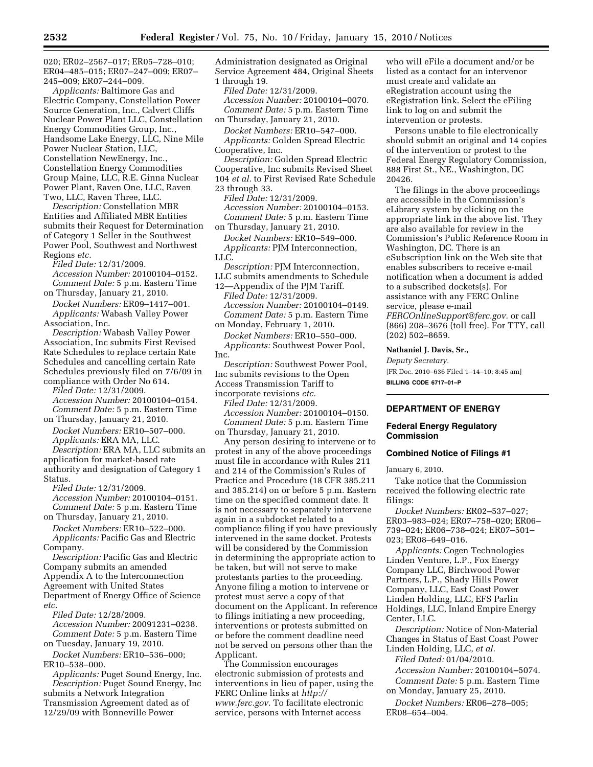020; ER02–2567–017; ER05–728–010; ER04–485–015; ER07–247–009; ER07–245–009; ER07–244–009.

*Applicants:* Baltimore Gas and Electric Company, Constellation Power Source Generation, Inc., Calvert Cliffs Nuclear Power Plant LLC, Constellation Energy Commodities Group, Inc., Handsome Lake Energy, LLC, Nine Mile Power Nuclear Station, LLC, Constellation NewEnergy, Inc., Constellation Energy Commodities Group Maine, LLC, R.E. Ginna Nuclear Power Plant, Raven One, LLC, Raven Two, LLC, Raven Three, LLC.

*Description:* Constellation MBR Entities and Affiliated MBR Entities submits their Request for Determination of Category 1 Seller in the Southwest Power Pool, Southwest and Northwest Regions *etc.*

*Filed Date:* 12/31/2009.

*Accession Number:* 20100104–0152.

*Comment Date:* 5 p.m. Eastern Time on Thursday, January 21, 2010.

*Docket Numbers:* ER09–1417–001.

*Applicants:* Wabash Valley Power Association, Inc.

*Description:* Wabash Valley Power Association, Inc submits First Revised Rate Schedules to replace certain Rate Schedules and cancelling certain Rate Schedules previously filed on 7/6/09 in compliance with Order No 614.

*Filed Date:* 12/31/2009.

*Accession Number:* 20100104–0154.

*Comment Date:* 5 p.m. Eastern Time on Thursday, January 21, 2010.

*Docket Numbers:* ER10–507–000.

*Applicants:* ERA MA, LLC.

*Description:* ERA MA, LLC submits an application for market-based rate authority and designation of Category 1 Status.

*Filed Date:* 12/31/2009.

*Accession Number:* 20100104–0151.

*Comment Date:* 5 p.m. Eastern Time on Thursday, January 21, 2010.

*Docket Numbers:* ER10–522–000.

*Applicants:* Pacific Gas and Electric Company.

*Description:* Pacific Gas and Electric Company submits an amended Appendix A to the Interconnection Agreement with United States Department of Energy Office of Science *etc.*

*Filed Date:* 12/28/2009.

*Accession Number:* 20091231–0238.

*Comment Date:* 5 p.m. Eastern Time on Tuesday, January 19, 2010.

*Docket Numbers:* ER10–536–000; ER10–538–000.

*Applicants:* Puget Sound Energy, Inc.

*Description:* Puget Sound Energy, Inc submits a Network Integration Transmission Agreement dated as of 12/29/09 with Bonneville Power Administration designated as Original Service Agreement 484, Original Sheets 1 through 19.

*Filed Date:* 12/31/2009.

*Accession Number:* 20100104–0070.

*Comment Date:* 5 p.m. Eastern Time on Thursday, January 21, 2010.

*Docket Numbers:* ER10–547–000.

*Applicants:* Golden Spread Electric Cooperative, Inc.

*Description:* Golden Spread Electric Cooperative, Inc submits Revised Sheet 104 *et al.* to First Revised Rate Schedule 23 through 33.

*Filed Date:* 12/31/2009.

*Accession Number:* 20100104–0153.

*Comment Date:* 5 p.m. Eastern Time on Thursday, January 21, 2010.

*Docket Numbers:* ER10–549–000.

*Applicants:* PJM Interconnection, LLC.

*Description:* PJM Interconnection, LLC submits amendments to Schedule 12—Appendix of the PJM Tariff.

*Filed Date:* 12/31/2009.

*Accession Number:* 20100104–0149.

*Comment Date:* 5 p.m. Eastern Time on Monday, February 1, 2010.

*Docket Numbers:* ER10–550–000.

*Applicants:* Southwest Power Pool, Inc.

*Description:* Southwest Power Pool, Inc submits revisions to the Open Access Transmission Tariff to incorporate revisions *etc.*

*Filed Date:* 12/31/2009.

*Accession Number:* 20100104–0150.

*Comment Date:* 5 p.m. Eastern Time on Thursday, January 21, 2010.

Any person desiring to intervene or to protest in any of the above proceedings must file in accordance with Rules 211 and 214 of the Commission's Rules of Practice and Procedure (18 CFR 385.211 and 385.214) on or before 5 p.m. Eastern time on the specified comment date. It is not necessary to separately intervene again in a subdocket related to a compliance filing if you have previously intervened in the same docket. Protests will be considered by the Commission in determining the appropriate action to be taken, but will not serve to make protestants parties to the proceeding. Anyone filing a motion to intervene or protest must serve a copy of that document on the Applicant. In reference to filings initiating a new proceeding, interventions or protests submitted on or before the comment deadline need not be served on persons other than the Applicant.

The Commission encourages electronic submission of protests and interventions in lieu of paper, using the FERC Online links at *http://www.ferc.gov.* To facilitate electronic service, persons with Internet access who will eFile a document and/or be listed as a contact for an intervenor must create and validate an eRegistration account using the eRegistration link. Select the eFiling link to log on and submit the intervention or protests.

Persons unable to file electronically should submit an original and 14 copies of the intervention or protest to the Federal Energy Regulatory Commission, 888 First St., NE., Washington, DC 20426.

The filings in the above proceedings are accessible in the Commission's eLibrary system by clicking on the appropriate link in the above list. They are also available for review in the Commission's Public Reference Room in Washington, DC. There is an eSubscription link on the Web site that enables subscribers to receive e-mail notification when a document is added to a subscribed dockets(s). For assistance with any FERC Online service, please e-mail *FERCOnlineSupport@ferc.gov.* or call (866) 208–3676 (toll free). For TTY, call (202) 502–8659.

**Nathaniel J. Davis, Sr.,**

*Deputy Secretary.*

[FR Doc. 2010–636 Filed 1–14–10; 8:45 am]

**BILLING CODE 6717–01–P**

## DEPARTMENT OF ENERGY

### Federal Energy Regulatory Commission

### Combined Notice of Filings #1

January 6, 2010.

Take notice that the Commission received the following electric rate filings:

*Docket Numbers:* ER02–537–027; ER03–983–024; ER07–758–020; ER06–739–024; ER06–738–024; ER07–501–023; ER08–649–016.

*Applicants:* Cogen Technologies Linden Venture, L.P., Fox Energy Company LLC, Birchwood Power Partners, L.P., Shady Hills Power Company, LLC, East Coast Power Linden Holding, LLC, EFS Parlin Holdings, LLC, Inland Empire Energy Center, LLC.

*Description:* Notice of Non-Material Changes in Status of East Coast Power Linden Holding, LLC, *et al.*

*Filed Dated:* 01/04/2010.

*Accession Number:* 20100104–5074.

*Comment Date:* 5 p.m. Eastern Time on Monday, January 25, 2010.

*Docket Numbers:* ER06–278–005; ER08–654–004.